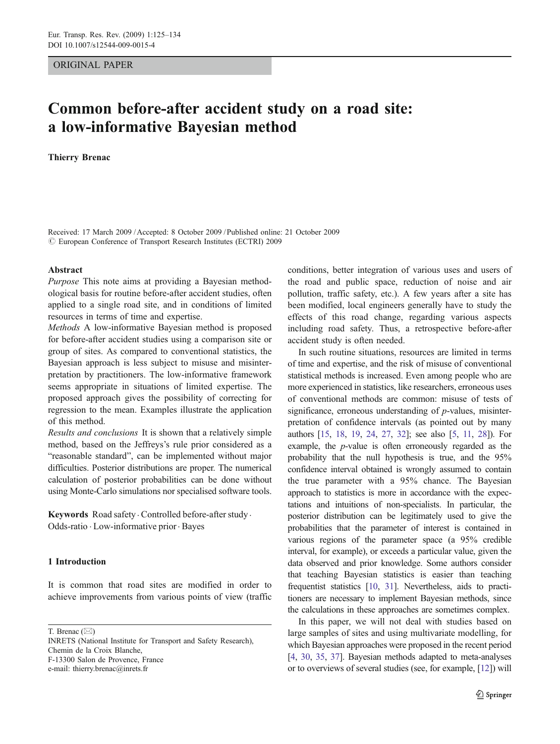ORIGINAL PAPER

# Common before-after accident study on a road site: a low-informative Bayesian method

**Thierry Brenac**

Received: 17 March 2009 / Accepted: 8 October 2009 / Published online: 21 October 2009
© European Conference of Transport Research Institutes (ECTRI) 2009

**Abstract**

*Purpose* This note aims at providing a Bayesian methodological basis for routine before-after accident studies, often applied to a single road site, and in conditions of limited resources in terms of time and expertise.

*Methods* A low-informative Bayesian method is proposed for before-after accident studies using a comparison site or group of sites. As compared to conventional statistics, the Bayesian approach is less subject to misuse and misinterpretation by practitioners. The low-informative framework seems appropriate in situations of limited expertise. The proposed approach gives the possibility of correcting for regression to the mean. Examples illustrate the application of this method.

*Results and conclusions* It is shown that a relatively simple method, based on the Jeffreys's rule prior considered as a "reasonable standard", can be implemented without major difficulties. Posterior distributions are proper. The numerical calculation of posterior probabilities can be done without using Monte-Carlo simulations nor specialised software tools.

**Keywords** Road safety · Controlled before-after study · Odds-ratio · Low-informative prior · Bayes

## 1 Introduction

It is common that road sites are modified in order to achieve improvements from various points of view (traffic conditions, better integration of various uses and users of the road and public space, reduction of noise and air pollution, traffic safety, etc.). A few years after a site has been modified, local engineers generally have to study the effects of this road change, regarding various aspects including road safety. Thus, a retrospective before-after accident study is often needed.

In such routine situations, resources are limited in terms of time and expertise, and the risk of misuse of conventional statistical methods is increased. Even among people who are more experienced in statistics, like researchers, erroneous uses of conventional methods are common: misuse of tests of significance, erroneous understanding of *p*-values, misinterpretation of confidence intervals (as pointed out by many authors [15, 18, 19, 24, 27, 32]; see also [5, 11, 28]). For example, the *p*-value is often erroneously regarded as the probability that the null hypothesis is true, and the 95% confidence interval obtained is wrongly assumed to contain the true parameter with a 95% chance. The Bayesian approach to statistics is more in accordance with the expectations and intuitions of non-specialists. In particular, the posterior distribution can be legitimately used to give the probabilities that the parameter of interest is contained in various regions of the parameter space (a 95% credible interval, for example), or exceeds a particular value, given the data observed and prior knowledge. Some authors consider that teaching Bayesian statistics is easier than teaching frequentist statistics [10, 31]. Nevertheless, aids to practitioners are necessary to implement Bayesian methods, since the calculations in these approaches are sometimes complex.

In this paper, we will not deal with studies based on large samples of sites and using multivariate modelling, for which Bayesian approaches were proposed in the recent period [4, 30, 35, 37]. Bayesian methods adapted to meta-analyses or to overviews of several studies (see, for example, [12]) will

T. Brenac (✉)
INRETS (National Institute for Transport and Safety Research),
Chemin de la Croix Blanche,
F-13300 Salon de Provence, France
e-mail: thierry.brenac@inrets.fr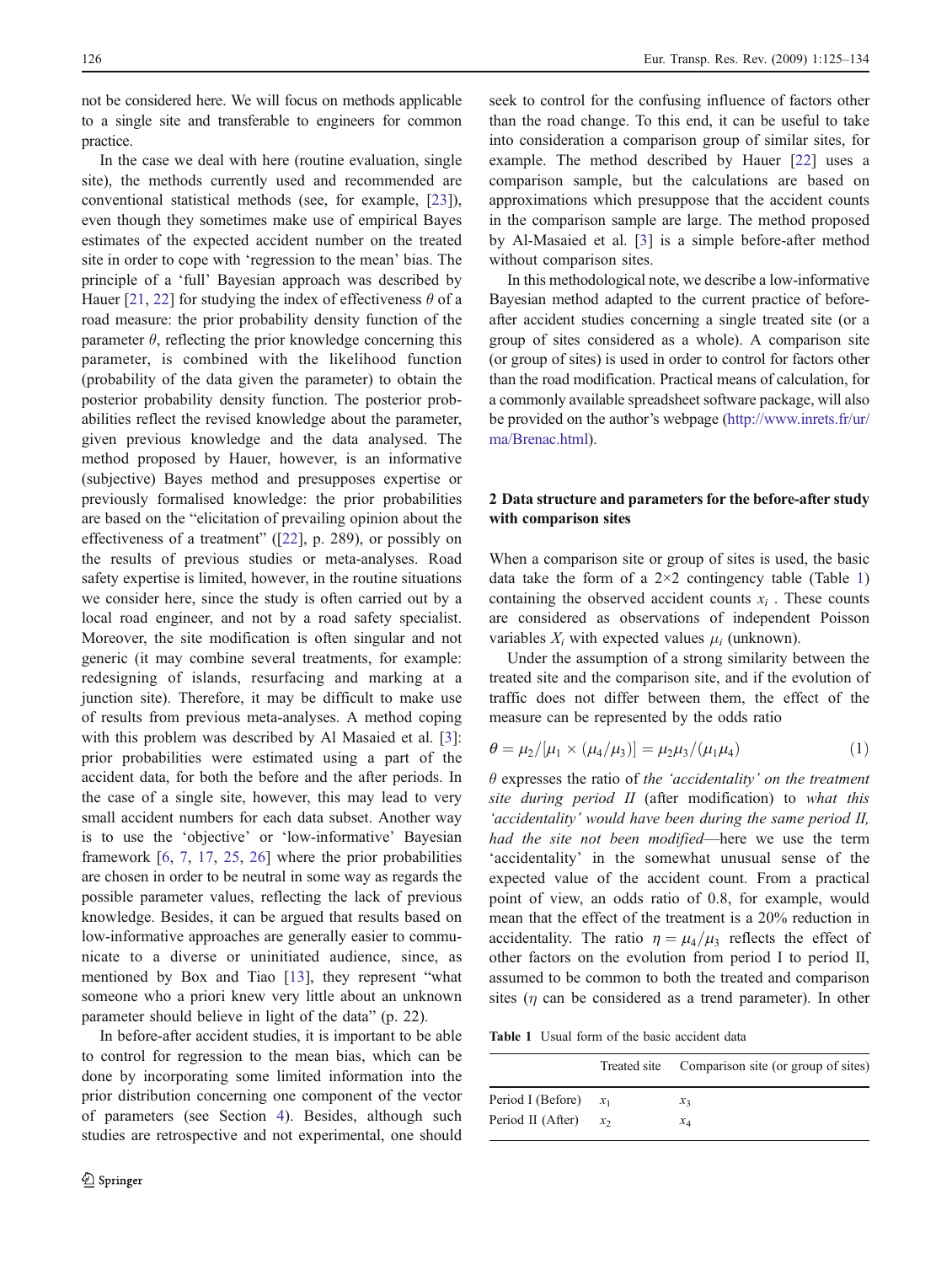not be considered here. We will focus on methods applicable to a single site and transferable to engineers for common practice.

In the case we deal with here (routine evaluation, single site), the methods currently used and recommended are conventional statistical methods (see, for example, [23]), even though they sometimes make use of empirical Bayes estimates of the expected accident number on the treated site in order to cope with 'regression to the mean' bias. The principle of a 'full' Bayesian approach was described by Hauer [21, 22] for studying the index of effectiveness $\theta$ of a road measure: the prior probability density function of the parameter $\theta$, reflecting the prior knowledge concerning this parameter, is combined with the likelihood function (probability of the data given the parameter) to obtain the posterior probability density function. The posterior probabilities reflect the revised knowledge about the parameter, given previous knowledge and the data analysed. The method proposed by Hauer, however, is an informative (subjective) Bayes method and presupposes expertise or previously formalised knowledge: the prior probabilities are based on the "elicitation of prevailing opinion about the effectiveness of a treatment" ([22], p. 289), or possibly on the results of previous studies or meta-analyses. Road safety expertise is limited, however, in the routine situations we consider here, since the study is often carried out by a local road engineer, and not by a road safety specialist. Moreover, the site modification is often singular and not generic (it may combine several treatments, for example: redesigning of islands, resurfacing and marking at a junction site). Therefore, it may be difficult to make use of results from previous meta-analyses. A method coping with this problem was described by Al Masaied et al. [3]: prior probabilities were estimated using a part of the accident data, for both the before and the after periods. In the case of a single site, however, this may lead to very small accident numbers for each data subset. Another way is to use the 'objective' or 'low-informative' Bayesian framework [6, 7, 17, 25, 26] where the prior probabilities are chosen in order to be neutral in some way as regards the possible parameter values, reflecting the lack of previous knowledge. Besides, it can be argued that results based on low-informative approaches are generally easier to communicate to a diverse or uninitiated audience, since, as mentioned by Box and Tiao [13], they represent "what someone who a priori knew very little about an unknown parameter should believe in light of the data" (p. 22).

In before-after accident studies, it is important to be able to control for regression to the mean bias, which can be done by incorporating some limited information into the prior distribution concerning one component of the vector of parameters (see Section 4). Besides, although such studies are retrospective and not experimental, one should seek to control for the confusing influence of factors other than the road change. To this end, it can be useful to take into consideration a comparison group of similar sites, for example. The method described by Hauer [22] uses a comparison sample, but the calculations are based on approximations which presuppose that the accident counts in the comparison sample are large. The method proposed by Al-Masaied et al. [3] is a simple before-after method without comparison sites.

In this methodological note, we describe a low-informative Bayesian method adapted to the current practice of before-after accident studies concerning a single treated site (or a group of sites considered as a whole). A comparison site (or group of sites) is used in order to control for factors other than the road modification. Practical means of calculation, for a commonly available spreadsheet software package, will also be provided on the author's webpage (http://www.inrets.fr/ur/ma/Brenac.html).

## 2 Data structure and parameters for the before-after study with comparison sites

When a comparison site or group of sites is used, the basic data take the form of a 2×2 contingency table (Table 1) containing the observed accident counts $x_i$ . These counts are considered as observations of independent Poisson variables $X_i$ with expected values $\mu_i$ (unknown).

Under the assumption of a strong similarity between the treated site and the comparison site, and if the evolution of traffic does not differ between them, the effect of the measure can be represented by the odds ratio

$$\theta = \mu_2/[\mu_1 \times (\mu_4/\mu_3)] = \mu_2\mu_3/(\mu_1\mu_4) \tag{1}$$

$\theta$ expresses the ratio of *the 'accidentality' on the treatment site during period II* (after modification) to *what this 'accidentality' would have been during the same period II, had the site not been modified*—here we use the term 'accidentality' in the somewhat unusual sense of the expected value of the accident count. From a practical point of view, an odds ratio of 0.8, for example, would mean that the effect of the treatment is a 20% reduction in accidentality. The ratio $\eta = \mu_4/\mu_3$ reflects the effect of other factors on the evolution from period I to period II, assumed to be common to both the treated and comparison sites ($\eta$ can be considered as a trend parameter). In other

**Table 1** Usual form of the basic accident data

| | Treated site | Comparison site (or group of sites) |
|---|---|---|
| Period I (Before) | $x_1$ | $x_3$ |
| Period II (After) | $x_2$ | $x_4$ |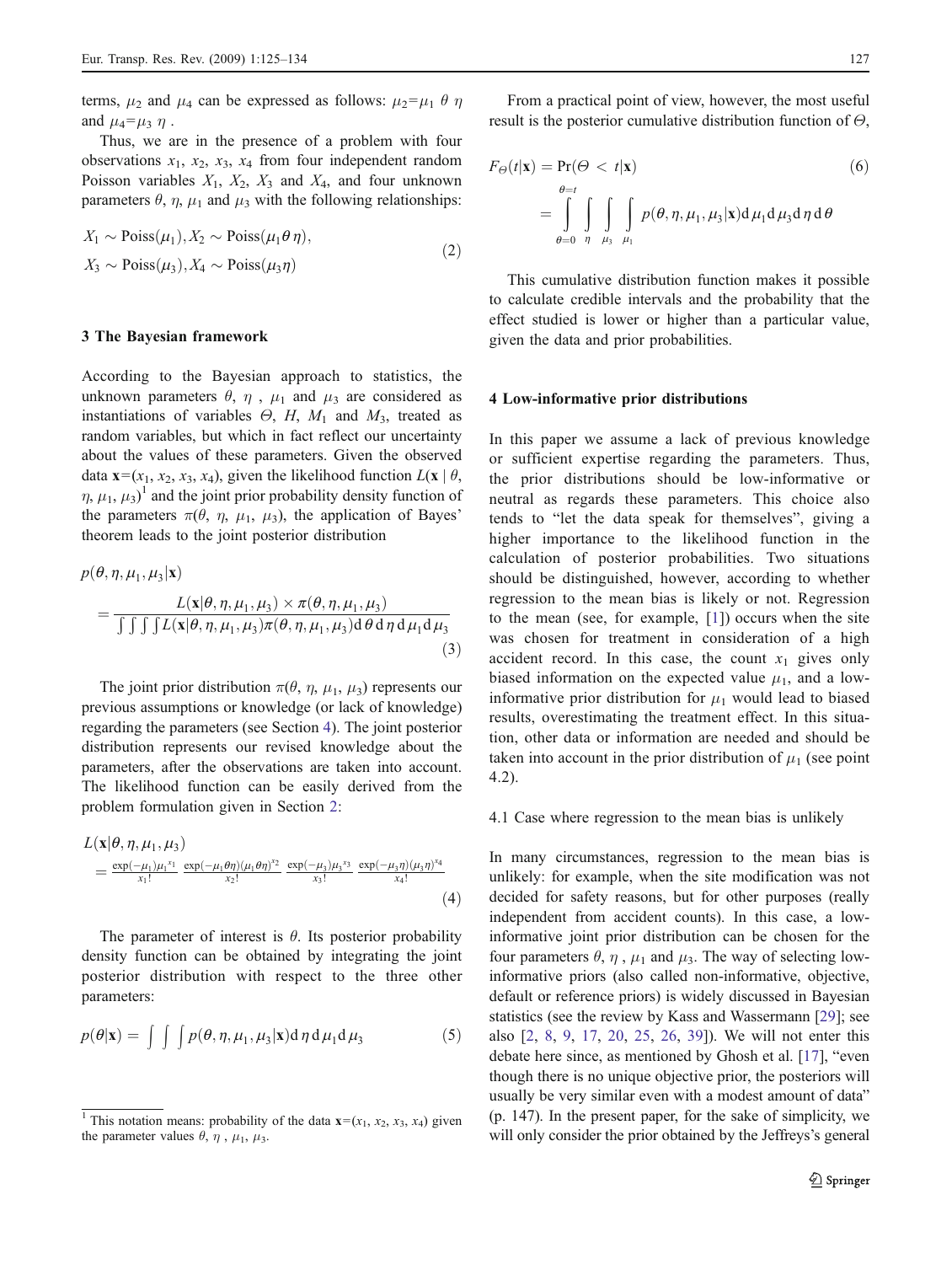terms, $\mu_2$ and $\mu_4$ can be expressed as follows: $\mu_2=\mu_1\ \theta\ \eta$ and $\mu_4=\mu_3\ \eta$ .

Thus, we are in the presence of a problem with four observations $x_1$, $x_2$, $x_3$, $x_4$ from four independent random Poisson variables $X_1$, $X_2$, $X_3$ and $X_4$, and four unknown parameters $\theta$, $\eta$, $\mu_1$ and $\mu_3$ with the following relationships:

$$
\begin{aligned}
&X_1 \sim \text{Poiss}(\mu_1), X_2 \sim \text{Poiss}(\mu_1 \theta \eta), \\
&X_3 \sim \text{Poiss}(\mu_3), X_4 \sim \text{Poiss}(\mu_3 \eta)
\end{aligned}
\tag{2}
$$

## 3 The Bayesian framework

According to the Bayesian approach to statistics, the unknown parameters $\theta$, $\eta$ , $\mu_1$ and $\mu_3$ are considered as instantiations of variables $\Theta$, $H$, $M_1$ and $M_3$, treated as random variables, but which in fact reflect our uncertainty about the values of these parameters. Given the observed data $\mathbf{x}=(x_1, x_2, x_3, x_4)$, given the likelihood function $L(\mathbf{x} \mid \theta, \eta, \mu_1, \mu_3)$[1] and the joint prior probability density function of the parameters $\pi(\theta, \eta, \mu_1, \mu_3)$, the application of Bayes' theorem leads to the joint posterior distribution

$$
\begin{aligned}
&p(\theta, \eta, \mu_1, \mu_3 | \mathbf{x}) \\
&= \frac{L(\mathbf{x}|\theta, \eta, \mu_1, \mu_3) \times \pi(\theta, \eta, \mu_1, \mu_3)}{\int\int\int\int L(\mathbf{x}|\theta, \eta, \mu_1, \mu_3)\pi(\theta, \eta, \mu_1, \mu_3) \mathrm{d}\theta\, \mathrm{d}\eta\, \mathrm{d}\mu_1 \mathrm{d}\mu_3}
\end{aligned}
\tag{3}
$$

The joint prior distribution $\pi(\theta, \eta, \mu_1, \mu_3)$ represents our previous assumptions or knowledge (or lack of knowledge) regarding the parameters (see Section 4). The joint posterior distribution represents our revised knowledge about the parameters, after the observations are taken into account. The likelihood function can be easily derived from the problem formulation given in Section 2:

$$
\begin{aligned}
&L(\mathbf{x}|\theta, \eta, \mu_1, \mu_3) \\
&= \frac{\exp(-\mu_1)\mu_1^{x_1}}{x_1!} \frac{\exp(-\mu_1\theta\eta)(\mu_1\theta\eta)^{x_2}}{x_2!} \frac{\exp(-\mu_3)\mu_3^{x_3}}{x_3!} \frac{\exp(-\mu_3\eta)(\mu_3\eta)^{x_4}}{x_4!}
\end{aligned}
\tag{4}
$$

The parameter of interest is $\theta$. Its posterior probability density function can be obtained by integrating the joint posterior distribution with respect to the three other parameters:

$$
p(\theta|\mathbf{x}) = \int\int\int p(\theta, \eta, \mu_1, \mu_3|\mathbf{x}) \mathrm{d}\eta\, \mathrm{d}\mu_1 \mathrm{d}\mu_3 \tag{5}
$$

[1] This notation means: probability of the data $\mathbf{x}=(x_1, x_2, x_3, x_4)$ given the parameter values $\theta$, $\eta$ , $\mu_1$, $\mu_3$.

From a practical point of view, however, the most useful result is the posterior cumulative distribution function of $\Theta$,

$$
\begin{aligned}
F_{\Theta}(t|\mathbf{x}) &= \Pr(\Theta < t|\mathbf{x}) \\
&= \int_{\theta=0}^{\theta=t} \int_{\eta} \int_{\mu_3} \int_{\mu_1} p(\theta, \eta, \mu_1, \mu_3|\mathbf{x}) \mathrm{d}\mu_1 \mathrm{d}\mu_3 \mathrm{d}\eta\, \mathrm{d}\theta
\end{aligned}
\tag{6}
$$

This cumulative distribution function makes it possible to calculate credible intervals and the probability that the effect studied is lower or higher than a particular value, given the data and prior probabilities.

## 4 Low-informative prior distributions

In this paper we assume a lack of previous knowledge or sufficient expertise regarding the parameters. Thus, the prior distributions should be low-informative or neutral as regards these parameters. This choice also tends to "let the data speak for themselves", giving a higher importance to the likelihood function in the calculation of posterior probabilities. Two situations should be distinguished, however, according to whether regression to the mean bias is likely or not. Regression to the mean (see, for example, [1]) occurs when the site was chosen for treatment in consideration of a high accident record. In this case, the count $x_1$ gives only biased information on the expected value $\mu_1$, and a low-informative prior distribution for $\mu_1$ would lead to biased results, overestimating the treatment effect. In this situation, other data or information are needed and should be taken into account in the prior distribution of $\mu_1$ (see point 4.2).

### 4.1 Case where regression to the mean bias is unlikely

In many circumstances, regression to the mean bias is unlikely: for example, when the site modification was not decided for safety reasons, but for other purposes (really independent from accident counts). In this case, a low-informative joint prior distribution can be chosen for the four parameters $\theta$, $\eta$ , $\mu_1$ and $\mu_3$. The way of selecting low-informative priors (also called non-informative, objective, default or reference priors) is widely discussed in Bayesian statistics (see the review by Kass and Wassermann [29]; see also [2, 8, 9, 17, 20, 25, 26, 39]). We will not enter this debate here since, as mentioned by Ghosh et al. [17], "even though there is no unique objective prior, the posteriors will usually be very similar even with a modest amount of data" (p. 147). In the present paper, for the sake of simplicity, we will only consider the prior obtained by the Jeffreys's general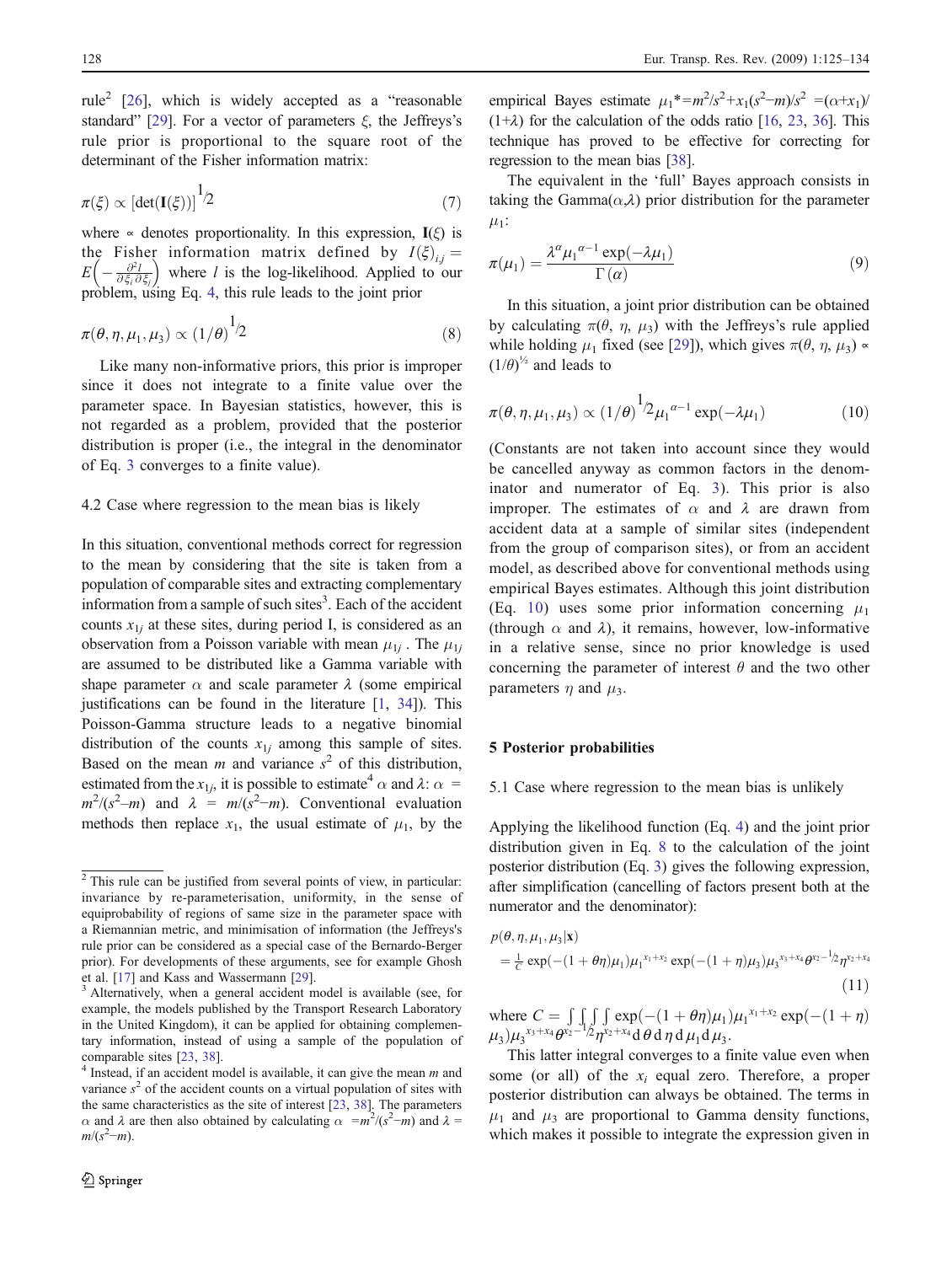rule[2] [26], which is widely accepted as a "reasonable standard" [29]. For a vector of parameters $\xi$, the Jeffreys's rule prior is proportional to the square root of the determinant of the Fisher information matrix:

$$\pi(\xi) \propto [\det(\mathbf{I}(\xi))]^{1/2} \tag{7}$$

where $\propto$ denotes proportionality. In this expression, $\mathbf{I}(\xi)$ is the Fisher information matrix defined by $I(\xi)_{i,j} = E\left(-\frac{\partial^2 l}{\partial \xi_i \partial \xi_j}\right)$ where $l$ is the log-likelihood. Applied to our problem, using Eq. 4, this rule leads to the joint prior

$$\pi(\theta, \eta, \mu_1, \mu_3) \propto (1/\theta)^{1/2} \tag{8}$$

Like many non-informative priors, this prior is improper since it does not integrate to a finite value over the parameter space. In Bayesian statistics, however, this is not regarded as a problem, provided that the posterior distribution is proper (i.e., the integral in the denominator of Eq. 3 converges to a finite value).

### 4.2 Case where regression to the mean bias is likely

In this situation, conventional methods correct for regression to the mean by considering that the site is taken from a population of comparable sites and extracting complementary information from a sample of such sites[3]. Each of the accident counts $x_{1j}$ at these sites, during period I, is considered as an observation from a Poisson variable with mean $\mu_{1j}$. The $\mu_{1j}$ are assumed to be distributed like a Gamma variable with shape parameter $\alpha$ and scale parameter $\lambda$ (some empirical justifications can be found in the literature [1, 34]). This Poisson-Gamma structure leads to a negative binomial distribution of the counts $x_{1j}$ among this sample of sites. Based on the mean $m$ and variance $s^2$ of this distribution, estimated from the $x_{1j}$, it is possible to estimate[4] $\alpha$ and $\lambda$: $\alpha = m^2/(s^2-m)$ and $\lambda = m/(s^2-m)$. Conventional evaluation methods then replace $x_1$, the usual estimate of $\mu_1$, by the empirical Bayes estimate $\mu_1^* = m^2/s^2 + x_1(s^2-m)/s^2 = (\alpha+x_1)/(1+\lambda)$ for the calculation of the odds ratio [16, 23, 36]. This technique has proved to be effective for correcting for regression to the mean bias [38].

The equivalent in the 'full' Bayes approach consists in taking the Gamma($\alpha$,$\lambda$) prior distribution for the parameter $\mu_1$:

$$\pi(\mu_1) = \frac{\lambda^{\alpha} {\mu_1}^{\alpha-1} \exp(-\lambda\mu_1)}{\Gamma(\alpha)} \tag{9}$$

In this situation, a joint prior distribution can be obtained by calculating $\pi(\theta, \eta, \mu_3)$ with the Jeffreys's rule applied while holding $\mu_1$ fixed (see [29]), which gives $\pi(\theta, \eta, \mu_3) \propto (1/\theta)^{1/2}$ and leads to

$$\pi(\theta, \eta, \mu_1, \mu_3) \propto (1/\theta)^{1/2} {\mu_1}^{\alpha-1} \exp(-\lambda\mu_1) \tag{10}$$

(Constants are not taken into account since they would be cancelled anyway as common factors in the denominator and numerator of Eq. 3). This prior is also improper. The estimates of $\alpha$ and $\lambda$ are drawn from accident data at a sample of similar sites (independent from the group of comparison sites), or from an accident model, as described above for conventional methods using empirical Bayes estimates. Although this joint distribution (Eq. 10) uses some prior information concerning $\mu_1$ (through $\alpha$ and $\lambda$), it remains, however, low-informative in a relative sense, since no prior knowledge is used concerning the parameter of interest $\theta$ and the two other parameters $\eta$ and $\mu_3$.

## 5 Posterior probabilities

### 5.1 Case where regression to the mean bias is unlikely

Applying the likelihood function (Eq. 4) and the joint prior distribution given in Eq. 8 to the calculation of the joint posterior distribution (Eq. 3) gives the following expression, after simplification (cancelling of factors present both at the numerator and the denominator):

$$p(\theta, \eta, \mu_1, \mu_3|\mathbf{x}) = \frac{1}{C}\exp(-(1+\theta\eta)\mu_1){\mu_1}^{x_1+x_2}\exp(-(1+\eta)\mu_3){\mu_3}^{x_3+x_4}\theta^{x_2-1/2}\eta^{x_2+x_4} \tag{11}$$

where $C = \int\int\int\int \exp(-(1+\theta\eta)\mu_1){\mu_1}^{x_1+x_2}\exp(-(1+\eta)\mu_3){\mu_3}^{x_3+x_4}\theta^{x_2-1/2}\eta^{x_2+x_4}\,d\theta\,d\eta\,d\mu_1\,d\mu_3$.

This latter integral converges to a finite value even when some (or all) of the $x_i$ equal zero. Therefore, a proper posterior distribution can always be obtained. The terms in $\mu_1$ and $\mu_3$ are proportional to Gamma density functions, which makes it possible to integrate the expression given in

---

[2] This rule can be justified from several points of view, in particular: invariance by re-parameterisation, uniformity, in the sense of equiprobability of regions of same size in the parameter space with a Riemannian metric, and minimisation of information (the Jeffreys's rule prior can be considered as a special case of the Bernardo-Berger prior). For developments of these arguments, see for example Ghosh et al. [17] and Kass and Wassermann [29].

[3] Alternatively, when a general accident model is available (see, for example, the models published by the Transport Research Laboratory in the United Kingdom), it can be applied for obtaining complementary information, instead of using a sample of the population of comparable sites [23, 38].

[4] Instead, if an accident model is available, it can give the mean $m$ and variance $s^2$ of the accident counts on a virtual population of sites with the same characteristics as the site of interest [23, 38]. The parameters $\alpha$ and $\lambda$ are then also obtained by calculating $\alpha = m^2/(s^2-m)$ and $\lambda = m/(s^2-m)$.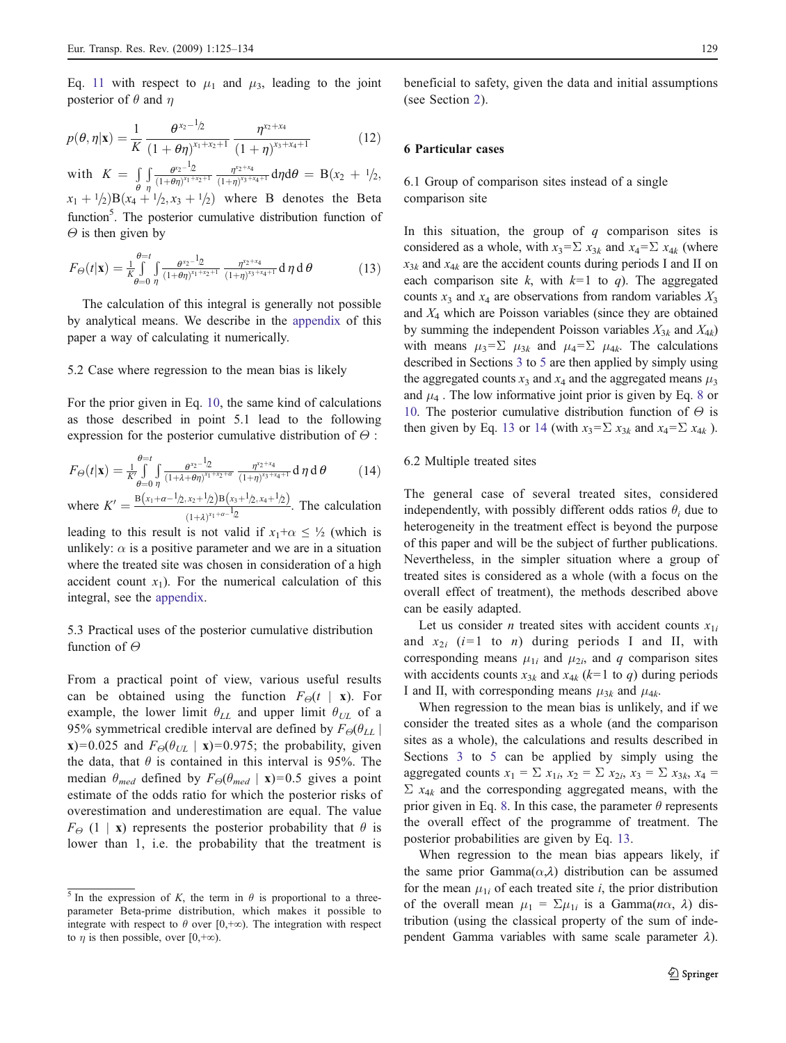Eq. 11 with respect to $\mu_1$ and $\mu_3$, leading to the joint posterior of $\theta$ and $\eta$

$$p(\theta,\eta|\mathbf{x}) = \frac{1}{K}\frac{\theta^{x_2-\frac{1}{2}}}{(1+\theta\eta)^{x_1+x_2+1}}\frac{\eta^{x_2+x_4}}{(1+\eta)^{x_3+x_4+1}} \tag{12}$$

with $K = \int_\theta\int_\eta \frac{\theta^{x_2-\frac{1}{2}}}{(1+\theta\eta)^{x_1+x_2+1}}\frac{\eta^{x_2+x_4}}{(1+\eta)^{x_3+x_4+1}}d\eta d\theta = B(x_2+\frac{1}{2}, x_1+\frac{1}{2})B(x_4+\frac{1}{2}, x_3+\frac{1}{2})$ where B denotes the Beta function[5]. The posterior cumulative distribution function of $\Theta$ is then given by

$$F_\Theta(t|\mathbf{x}) = \frac{1}{K}\int_{\theta=0}^{\theta=t}\int_\eta \frac{\theta^{x_2-\frac{1}{2}}}{(1+\theta\eta)^{x_1+x_2+1}}\frac{\eta^{x_2+x_4}}{(1+\eta)^{x_3+x_4+1}}d\eta\, d\theta \tag{13}$$

The calculation of this integral is generally not possible by analytical means. We describe in the appendix of this paper a way of calculating it numerically.

### 5.2 Case where regression to the mean bias is likely

For the prior given in Eq. 10, the same kind of calculations as those described in point 5.1 lead to the following expression for the posterior cumulative distribution of $\Theta$ :

$$F_\Theta(t|\mathbf{x}) = \frac{1}{K'}\int_{\theta=0}^{\theta=t}\int_\eta \frac{\theta^{x_2-\frac{1}{2}}}{(1+\lambda+\theta\eta)^{x_1+x_2+\alpha}}\frac{\eta^{x_2+x_4}}{(1+\eta)^{x_3+x_4+1}}d\eta\, d\theta \tag{14}$$

where $K' = \frac{B(x_1+\alpha-\frac{1}{2}, x_2+\frac{1}{2})B(x_3+\frac{1}{2}, x_4+\frac{1}{2})}{(1+\lambda)^{x_1+\alpha-\frac{1}{2}}}$. The calculation leading to this result is not valid if $x_1+\alpha \leq \frac{1}{2}$ (which is unlikely: $\alpha$ is a positive parameter and we are in a situation where the treated site was chosen in consideration of a high accident count $x_1$). For the numerical calculation of this integral, see the appendix.

### 5.3 Practical uses of the posterior cumulative distribution function of $\Theta$

From a practical point of view, various useful results can be obtained using the function $F_\Theta(t \mid \mathbf{x})$. For example, the lower limit $\theta_{LL}$ and upper limit $\theta_{UL}$ of a 95% symmetrical credible interval are defined by $F_\Theta(\theta_{LL} \mid \mathbf{x})=0.025$ and $F_\Theta(\theta_{UL} \mid \mathbf{x})=0.975$; the probability, given the data, that $\theta$ is contained in this interval is 95%. The median $\theta_{med}$ defined by $F_\Theta(\theta_{med} \mid \mathbf{x})=0.5$ gives a point estimate of the odds ratio for which the posterior risks of overestimation and underestimation are equal. The value $F_\Theta(1 \mid \mathbf{x})$ represents the posterior probability that $\theta$ is lower than 1, i.e. the probability that the treatment is beneficial to safety, given the data and initial assumptions (see Section 2).

## 6 Particular cases

### 6.1 Group of comparison sites instead of a single comparison site

In this situation, the group of $q$ comparison sites is considered as a whole, with $x_3=\Sigma\, x_{3k}$ and $x_4=\Sigma\, x_{4k}$ (where $x_{3k}$ and $x_{4k}$ are the accident counts during periods I and II on each comparison site $k$, with $k$=1 to $q$). The aggregated counts $x_3$ and $x_4$ are observations from random variables $X_3$ and $X_4$ which are Poisson variables (since they are obtained by summing the independent Poisson variables $X_{3k}$ and $X_{4k}$) with means $\mu_3=\Sigma\, \mu_{3k}$ and $\mu_4=\Sigma\, \mu_{4k}$. The calculations described in Sections 3 to 5 are then applied by simply using the aggregated counts $x_3$ and $x_4$ and the aggregated means $\mu_3$ and $\mu_4$ . The low informative joint prior is given by Eq. 8 or 10. The posterior cumulative distribution function of $\Theta$ is then given by Eq. 13 or 14 (with $x_3=\Sigma\, x_{3k}$ and $x_4=\Sigma\, x_{4k}$ ).

### 6.2 Multiple treated sites

The general case of several treated sites, considered independently, with possibly different odds ratios $\theta_i$ due to heterogeneity in the treatment effect is beyond the purpose of this paper and will be the subject of further publications. Nevertheless, in the simpler situation where a group of treated sites is considered as a whole (with a focus on the overall effect of treatment), the methods described above can be easily adapted.

Let us consider $n$ treated sites with accident counts $x_{1i}$ and $x_{2i}$ ($i$=1 to $n$) during periods I and II, with corresponding means $\mu_{1i}$ and $\mu_{2i}$, and $q$ comparison sites with accidents counts $x_{3k}$ and $x_{4k}$ ($k$=1 to $q$) during periods I and II, with corresponding means $\mu_{3k}$ and $\mu_{4k}$.

When regression to the mean bias is unlikely, and if we consider the treated sites as a whole (and the comparison sites as a whole), the calculations and results described in Sections 3 to 5 can be applied by simply using the aggregated counts $x_1 = \Sigma\, x_{1i}$, $x_2 = \Sigma\, x_{2i}$, $x_3 = \Sigma\, x_{3k}$, $x_4 = \Sigma\, x_{4k}$ and the corresponding aggregated means, with the prior given in Eq. 8. In this case, the parameter $\theta$ represents the overall effect of the programme of treatment. The posterior probabilities are given by Eq. 13.

When regression to the mean bias appears likely, if the same prior Gamma($\alpha$,$\lambda$) distribution can be assumed for the mean $\mu_{1i}$ of each treated site $i$, the prior distribution of the overall mean $\mu_1 = \Sigma\mu_{1i}$ is a Gamma($n\alpha$, $\lambda$) distribution (using the classical property of the sum of independent Gamma variables with same scale parameter $\lambda$).

---

[5] In the expression of $K$, the term in $\theta$ is proportional to a three-parameter Beta-prime distribution, which makes it possible to integrate with respect to $\theta$ over [0,+∞). The integration with respect to $\eta$ is then possible, over [0,+∞).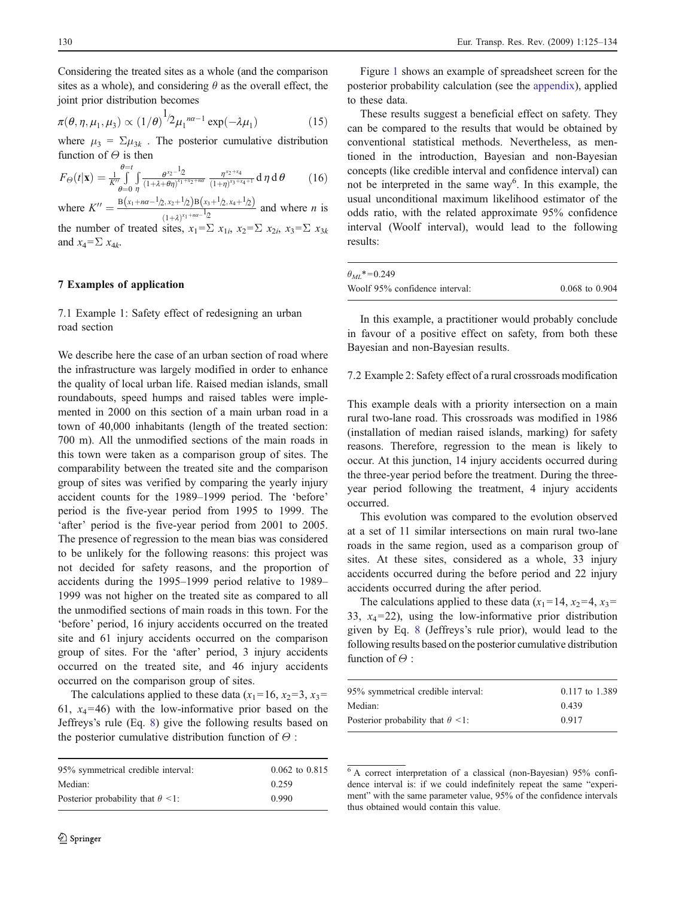Considering the treated sites as a whole (and the comparison sites as a whole), and considering $\theta$ as the overall effect, the joint prior distribution becomes

$$\pi(\theta, \eta, \mu_1, \mu_3) \propto (1/\theta)^{1/2} \mu_1^{n\alpha - 1} \exp(-\lambda \mu_1) \tag{15}$$

where $\mu_3 = \Sigma \mu_{3k}$. The posterior cumulative distribution function of $\Theta$ is then

$$F_\Theta(t|\mathbf{x}) = \frac{1}{K''} \int_{\theta=0}^{\theta=t} \int_{\eta} \frac{\theta^{x_2 - 1/2}}{(1+\lambda+\theta\eta)^{x_1+x_2+n\alpha}} \frac{\eta^{x_2+x_4}}{(1+\eta)^{x_3+x_4+1}} \, \mathrm{d}\eta \, \mathrm{d}\theta \tag{16}$$

where $K'' = \frac{\mathrm{B}(x_1+n\alpha-1/2, x_2+1/2)\mathrm{B}(x_3+1/2, x_4+1/2)}{(1+\lambda)^{x_1+n\alpha-1/2}}$ and where $n$ is the number of treated sites, $x_1=\Sigma\, x_{1i}$, $x_2=\Sigma\, x_{2i}$, $x_3=\Sigma\, x_{3k}$ and $x_4=\Sigma\, x_{4k}$.

## 7 Examples of application

### 7.1 Example 1: Safety effect of redesigning an urban road section

We describe here the case of an urban section of road where the infrastructure was largely modified in order to enhance the quality of local urban life. Raised median islands, small roundabouts, speed humps and raised tables were implemented in 2000 on this section of a main urban road in a town of 40,000 inhabitants (length of the treated section: 700 m). All the unmodified sections of the main roads in this town were taken as a comparison group of sites. The comparability between the treated site and the comparison group of sites was verified by comparing the yearly injury accident counts for the 1989–1999 period. The 'before' period is the five-year period from 1995 to 1999. The 'after' period is the five-year period from 2001 to 2005. The presence of regression to the mean bias was considered to be unlikely for the following reasons: this project was not decided for safety reasons, and the proportion of accidents during the 1995–1999 period relative to 1989–1999 was not higher on the treated site as compared to all the unmodified sections of main roads in this town. For the 'before' period, 16 injury accidents occurred on the treated site and 61 injury accidents occurred on the comparison group of sites. For the 'after' period, 3 injury accidents occurred on the treated site, and 46 injury accidents occurred on the comparison group of sites.

The calculations applied to these data ($x_1$=16, $x_2$=3, $x_3$=61, $x_4$=46) with the low-informative prior based on the Jeffreys's rule (Eq. 8) give the following results based on the posterior cumulative distribution function of $\Theta$ :

| | |
|---|---|
| 95% symmetrical credible interval: | 0.062 to 0.815 |
| Median: | 0.259 |
| Posterior probability that $\theta$ <1: | 0.990 |

Figure 1 shows an example of spreadsheet screen for the posterior probability calculation (see the appendix), applied to these data.

These results suggest a beneficial effect on safety. They can be compared to the results that would be obtained by conventional statistical methods. Nevertheless, as mentioned in the introduction, Bayesian and non-Bayesian concepts (like credible interval and confidence interval) can not be interpreted in the same way[6]. In this example, the usual unconditional maximum likelihood estimator of the odds ratio, with the related approximate 95% confidence interval (Woolf interval), would lead to the following results:

| | |
|---|---|
| $\theta_{ML}$*=0.249 | |
| Woolf 95% confidence interval: | 0.068 to 0.904 |

In this example, a practitioner would probably conclude in favour of a positive effect on safety, from both these Bayesian and non-Bayesian results.

### 7.2 Example 2: Safety effect of a rural crossroads modification

This example deals with a priority intersection on a main rural two-lane road. This crossroads was modified in 1986 (installation of median raised islands, marking) for safety reasons. Therefore, regression to the mean is likely to occur. At this junction, 14 injury accidents occurred during the three-year period before the treatment. During the three-year period following the treatment, 4 injury accidents occurred.

This evolution was compared to the evolution observed at a set of 11 similar intersections on main rural two-lane roads in the same region, used as a comparison group of sites. At these sites, considered as a whole, 33 injury accidents occurred during the before period and 22 injury accidents occurred during the after period.

The calculations applied to these data ($x_1$=14, $x_2$=4, $x_3$=33, $x_4$=22), using the low-informative prior distribution given by Eq. 8 (Jeffreys's rule prior), would lead to the following results based on the posterior cumulative distribution function of $\Theta$ :

| | |
|---|---|
| 95% symmetrical credible interval: | 0.117 to 1.389 |
| Median: | 0.439 |
| Posterior probability that $\theta$ <1: | 0.917 |

[6] A correct interpretation of a classical (non-Bayesian) 95% confidence interval is: if we could indefinitely repeat the same "experiment" with the same parameter value, 95% of the confidence intervals thus obtained would contain this value.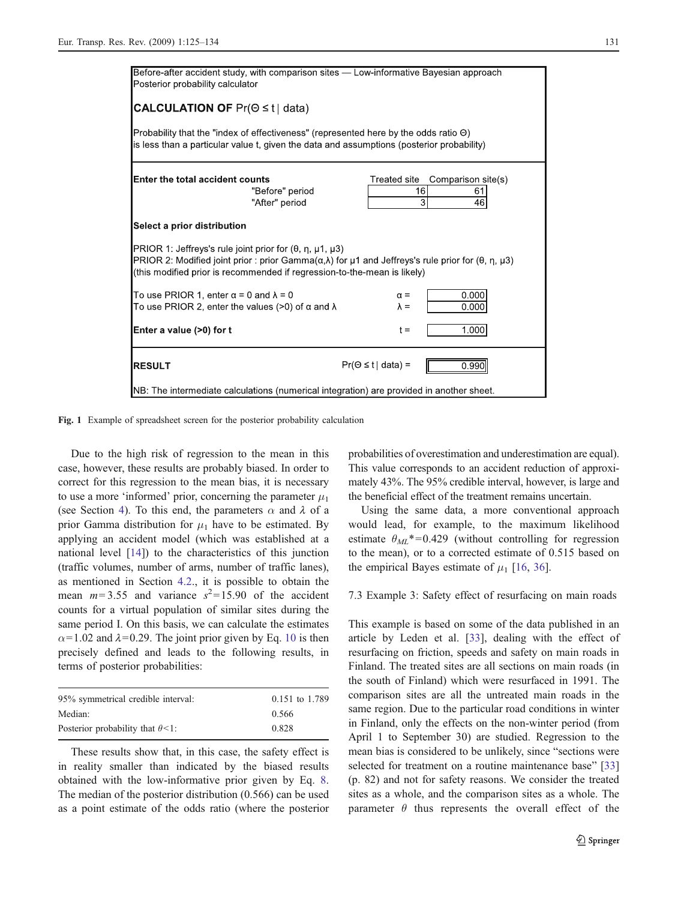Before-after accident study, with comparison sites — Low-informative Bayesian approach
Posterior probability calculator

**CALCULATION OF** Pr(Θ ≤ t | data)

Probability that the "index of effectiveness" (represented here by the odds ratio Θ) is less than a particular value t, given the data and assumptions (posterior probability)

**Enter the total accident counts**

| | Treated site | Comparison site(s) |
|---|---|---|
| "Before" period | 16 | 61 |
| "After" period | 3 | 46 |

**Select a prior distribution**

PRIOR 1: Jeffreys's rule joint prior for (θ, η, μ1, μ3)
PRIOR 2: Modified joint prior : prior Gamma(α,λ) for μ1 and Jeffreys's rule prior for (θ, η, μ3)
(this modified prior is recommended if regression-to-the-mean is likely)

| | | |
|---|---|---|
| To use PRIOR 1, enter α = 0 and λ = 0 | α = | 0.000 |
| To use PRIOR 2, enter the values (>0) of α and λ | λ = | 0.000 |
| **Enter a value (>0) for t** | t = | 1.000 |

**RESULT** Pr(Θ ≤ t | data) = 0.990

NB: The intermediate calculations (numerical integration) are provided in another sheet.

**Fig. 1** Example of spreadsheet screen for the posterior probability calculation

Due to the high risk of regression to the mean in this case, however, these results are probably biased. In order to correct for this regression to the mean bias, it is necessary to use a more 'informed' prior, concerning the parameter $\mu_1$ (see Section 4). To this end, the parameters $\alpha$ and $\lambda$ of a prior Gamma distribution for $\mu_1$ have to be estimated. By applying an accident model (which was established at a national level [14]) to the characteristics of this junction (traffic volumes, number of arms, number of traffic lanes), as mentioned in Section 4.2., it is possible to obtain the mean $m=3.55$ and variance $s^2=15.90$ of the accident counts for a virtual population of similar sites during the same period I. On this basis, we can calculate the estimates $\alpha=1.02$ and $\lambda=0.29$. The joint prior given by Eq. 10 is then precisely defined and leads to the following results, in terms of posterior probabilities:

| | |
|---|---|
| 95% symmetrical credible interval: | 0.151 to 1.789 |
| Median: | 0.566 |
| Posterior probability that $\theta<1$: | 0.828 |

These results show that, in this case, the safety effect is in reality smaller than indicated by the biased results obtained with the low-informative prior given by Eq. 8. The median of the posterior distribution (0.566) can be used as a point estimate of the odds ratio (where the posterior probabilities of overestimation and underestimation are equal). This value corresponds to an accident reduction of approximately 43%. The 95% credible interval, however, is large and the beneficial effect of the treatment remains uncertain.

Using the same data, a more conventional approach would lead, for example, to the maximum likelihood estimate $\theta_{ML}^*=0.429$ (without controlling for regression to the mean), or to a corrected estimate of 0.515 based on the empirical Bayes estimate of $\mu_1$ [16, 36].

### 7.3 Example 3: Safety effect of resurfacing on main roads

This example is based on some of the data published in an article by Leden et al. [33], dealing with the effect of resurfacing on friction, speeds and safety on main roads in Finland. The treated sites are all sections on main roads (in the south of Finland) which were resurfaced in 1991. The comparison sites are all the untreated main roads in the same region. Due to the particular road conditions in winter in Finland, only the effects on the non-winter period (from April 1 to September 30) are studied. Regression to the mean bias is considered to be unlikely, since "sections were selected for treatment on a routine maintenance base" [33] (p. 82) and not for safety reasons. We consider the treated sites as a whole, and the comparison sites as a whole. The parameter $\theta$ thus represents the overall effect of the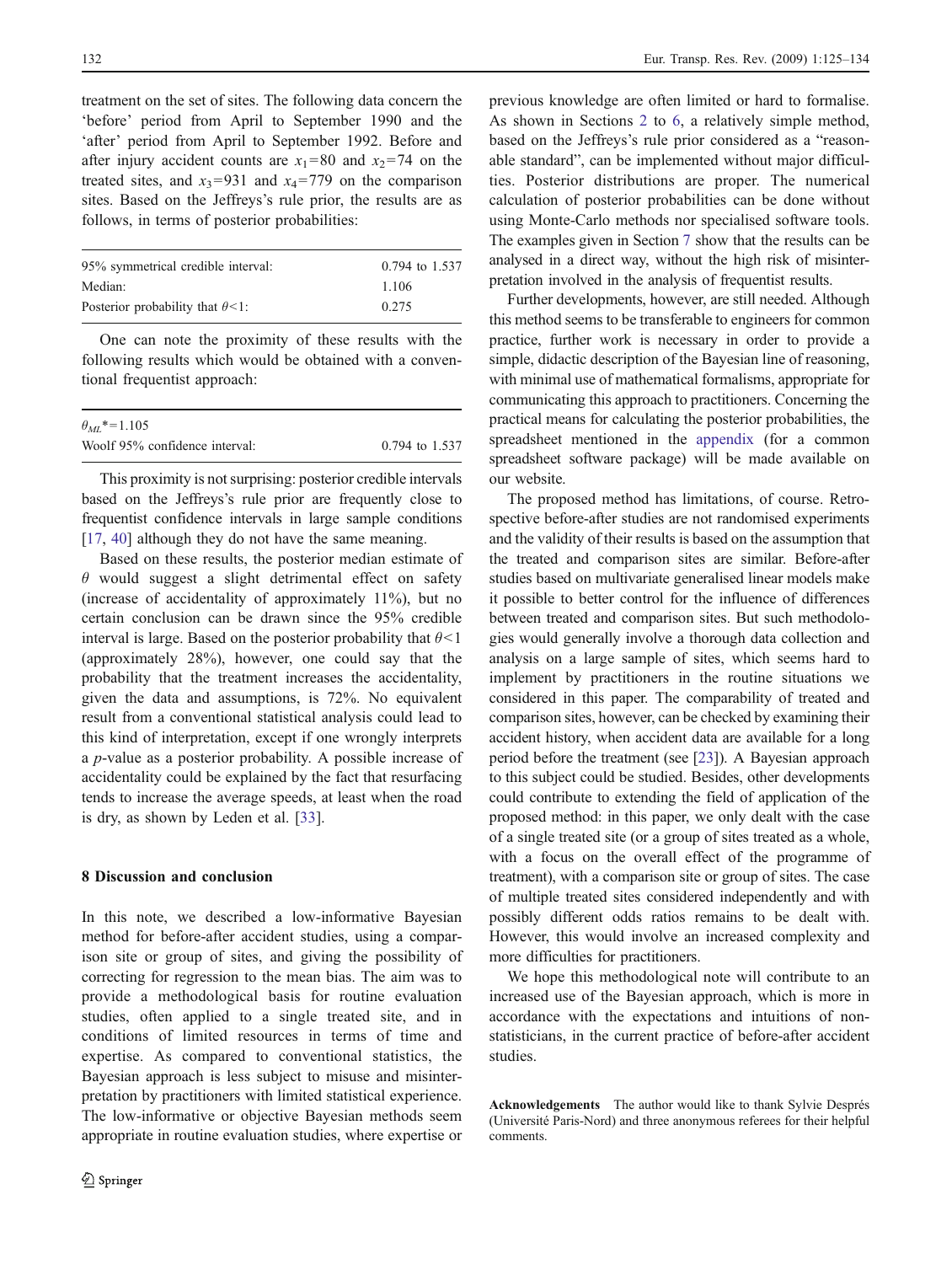treatment on the set of sites. The following data concern the 'before' period from April to September 1990 and the 'after' period from April to September 1992. Before and after injury accident counts are $x_1=80$ and $x_2=74$ on the treated sites, and $x_3=931$ and $x_4=779$ on the comparison sites. Based on the Jeffreys's rule prior, the results are as follows, in terms of posterior probabilities:

| | |
|---|---|
| 95% symmetrical credible interval: | 0.794 to 1.537 |
| Median: | 1.106 |
| Posterior probability that $\theta<1$: | 0.275 |

One can note the proximity of these results with the following results which would be obtained with a conventional frequentist approach:

| | |
|---|---|
| $\theta_{ML}{}^*=1.105$ | |
| Woolf 95% confidence interval: | 0.794 to 1.537 |

This proximity is not surprising: posterior credible intervals based on the Jeffreys's rule prior are frequently close to frequentist confidence intervals in large sample conditions [17, 40] although they do not have the same meaning.

Based on these results, the posterior median estimate of $\theta$ would suggest a slight detrimental effect on safety (increase of accidentality of approximately 11%), but no certain conclusion can be drawn since the 95% credible interval is large. Based on the posterior probability that $\theta<1$ (approximately 28%), however, one could say that the probability that the treatment increases the accidentality, given the data and assumptions, is 72%. No equivalent result from a conventional statistical analysis could lead to this kind of interpretation, except if one wrongly interprets a $p$-value as a posterior probability. A possible increase of accidentality could be explained by the fact that resurfacing tends to increase the average speeds, at least when the road is dry, as shown by Leden et al. [33].

## 8 Discussion and conclusion

In this note, we described a low-informative Bayesian method for before-after accident studies, using a comparison site or group of sites, and giving the possibility of correcting for regression to the mean bias. The aim was to provide a methodological basis for routine evaluation studies, often applied to a single treated site, and in conditions of limited resources in terms of time and expertise. As compared to conventional statistics, the Bayesian approach is less subject to misuse and misinterpretation by practitioners with limited statistical experience. The low-informative or objective Bayesian methods seem appropriate in routine evaluation studies, where expertise or previous knowledge are often limited or hard to formalise. As shown in Sections 2 to 6, a relatively simple method, based on the Jeffreys's rule prior considered as a "reasonable standard", can be implemented without major difficulties. Posterior distributions are proper. The numerical calculation of posterior probabilities can be done without using Monte-Carlo methods nor specialised software tools. The examples given in Section 7 show that the results can be analysed in a direct way, without the high risk of misinterpretation involved in the analysis of frequentist results.

Further developments, however, are still needed. Although this method seems to be transferable to engineers for common practice, further work is necessary in order to provide a simple, didactic description of the Bayesian line of reasoning, with minimal use of mathematical formalisms, appropriate for communicating this approach to practitioners. Concerning the practical means for calculating the posterior probabilities, the spreadsheet mentioned in the appendix (for a common spreadsheet software package) will be made available on our website.

The proposed method has limitations, of course. Retrospective before-after studies are not randomised experiments and the validity of their results is based on the assumption that the treated and comparison sites are similar. Before-after studies based on multivariate generalised linear models make it possible to better control for the influence of differences between treated and comparison sites. But such methodologies would generally involve a thorough data collection and analysis on a large sample of sites, which seems hard to implement by practitioners in the routine situations we considered in this paper. The comparability of treated and comparison sites, however, can be checked by examining their accident history, when accident data are available for a long period before the treatment (see [23]). A Bayesian approach to this subject could be studied. Besides, other developments could contribute to extending the field of application of the proposed method: in this paper, we only dealt with the case of a single treated site (or a group of sites treated as a whole, with a focus on the overall effect of the programme of treatment), with a comparison site or group of sites. The case of multiple treated sites considered independently and with possibly different odds ratios remains to be dealt with. However, this would involve an increased complexity and more difficulties for practitioners.

We hope this methodological note will contribute to an increased use of the Bayesian approach, which is more in accordance with the expectations and intuitions of non-statisticians, in the current practice of before-after accident studies.

**Acknowledgements** The author would like to thank Sylvie Després (Université Paris-Nord) and three anonymous referees for their helpful comments.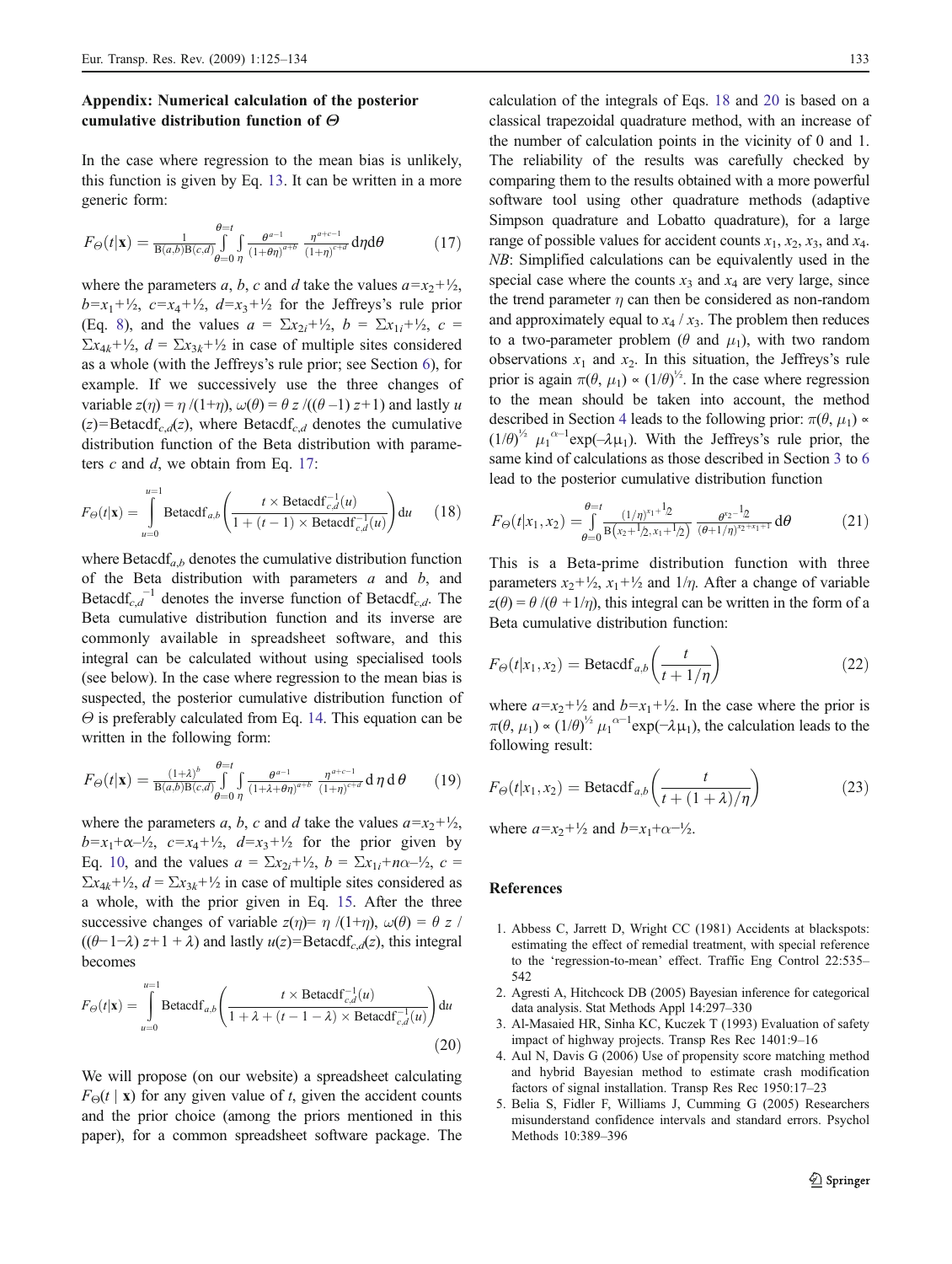## Appendix: Numerical calculation of the posterior cumulative distribution function of $\Theta$

In the case where regression to the mean bias is unlikely, this function is given by Eq. 13. It can be written in a more generic form:

$$F_\Theta(t|\mathbf{x}) = \frac{1}{\mathrm{B}(a,b)\mathrm{B}(c,d)} \int_{\theta=0}^{\theta=t} \int_{\eta} \frac{\theta^{a-1}}{(1+\theta\eta)^{a+b}} \frac{\eta^{a+c-1}}{(1+\eta)^{c+d}} \mathrm{d}\eta \mathrm{d}\theta \tag{17}$$

where the parameters $a$, $b$, $c$ and $d$ take the values $a=x_2+½$, $b=x_1+½$, $c=x_4+½$, $d=x_3+½$ for the Jeffreys's rule prior (Eq. 8), and the values $a=\Sigma x_{2i}+½$, $b=\Sigma x_{1i}+½$, $c=\Sigma x_{4k}+½$, $d=\Sigma x_{3k}+½$ in case of multiple sites considered as a whole (with the Jeffreys's rule prior; see Section 6), for example. If we successively use the three changes of variable $z(\eta)=\eta/(1+\eta)$, $\omega(\theta)=\theta z/((\theta-1)z+1)$ and lastly $u(z)=\mathrm{Betacdf}_{c,d}(z)$, where $\mathrm{Betacdf}_{c,d}$ denotes the cumulative distribution function of the Beta distribution with parameters $c$ and $d$, we obtain from Eq. 17:

$$F_\Theta(t|\mathbf{x}) = \int_{u=0}^{u=1} \mathrm{Betacdf}_{a,b}\left(\frac{t \times \mathrm{Betacdf}_{c,d}^{-1}(u)}{1+(t-1)\times \mathrm{Betacdf}_{c,d}^{-1}(u)}\right)\mathrm{d}u \tag{18}$$

where $\mathrm{Betacdf}_{a,b}$ denotes the cumulative distribution function of the Beta distribution with parameters $a$ and $b$, and $\mathrm{Betacdf}_{c,d}^{-1}$ denotes the inverse function of $\mathrm{Betacdf}_{c,d}$. The Beta cumulative distribution function and its inverse are commonly available in spreadsheet software, and this integral can be calculated without using specialised tools (see below). In the case where regression to the mean bias is suspected, the posterior cumulative distribution function of $\Theta$ is preferably calculated from Eq. 14. This equation can be written in the following form:

$$F_\Theta(t|\mathbf{x}) = \frac{(1+\lambda)^b}{\mathrm{B}(a,b)\mathrm{B}(c,d)} \int_{\theta=0}^{\theta=t} \int_{\eta} \frac{\theta^{a-1}}{(1+\lambda+\theta\eta)^{a+b}} \frac{\eta^{a+c-1}}{(1+\eta)^{c+d}} \mathrm{d}\,\eta\,\mathrm{d}\,\theta \tag{19}$$

where the parameters $a$, $b$, $c$ and $d$ take the values $a=x_2+½$, $b=x_1+\alpha-½$, $c=x_4+½$, $d=x_3+½$ for the prior given by Eq. 10, and the values $a=\Sigma x_{2i}+½$, $b=\Sigma x_{1i}+n\alpha-½$, $c=\Sigma x_{4k}+½$, $d=\Sigma x_{3k}+½$ in case of multiple sites considered as a whole, with the prior given in Eq. 15. After the three successive changes of variable $z(\eta)=\eta/(1+\eta)$, $\omega(\theta)=\theta z/((\theta-1-\lambda)z+1+\lambda)$ and lastly $u(z)=\mathrm{Betacdf}_{c,d}(z)$, this integral becomes

$$F_\Theta(t|\mathbf{x}) = \int_{u=0}^{u=1} \mathrm{Betacdf}_{a,b}\left(\frac{t \times \mathrm{Betacdf}_{c,d}^{-1}(u)}{1+\lambda+(t-1-\lambda)\times \mathrm{Betacdf}_{c,d}^{-1}(u)}\right)\mathrm{d}u \tag{20}$$

We will propose (on our website) a spreadsheet calculating $F_\Theta(t\mid\mathbf{x})$ for any given value of $t$, given the accident counts and the prior choice (among the priors mentioned in this paper), for a common spreadsheet software package. The calculation of the integrals of Eqs. 18 and 20 is based on a classical trapezoidal quadrature method, with an increase of the number of calculation points in the vicinity of 0 and 1. The reliability of the results was carefully checked by comparing them to the results obtained with a more powerful software tool using other quadrature methods (adaptive Simpson quadrature and Lobatto quadrature), for a large range of possible values for accident counts $x_1$, $x_2$, $x_3$, and $x_4$. *NB*: Simplified calculations can be equivalently used in the special case where the counts $x_3$ and $x_4$ are very large, since the trend parameter $\eta$ can then be considered as non-random and approximately equal to $x_4/x_3$. The problem then reduces to a two-parameter problem ($\theta$ and $\mu_1$), with two random observations $x_1$ and $x_2$. In this situation, the Jeffreys's rule prior is again $\pi(\theta,\mu_1)\propto(1/\theta)^{½}$. In the case where regression to the mean should be taken into account, the method described in Section 4 leads to the following prior: $\pi(\theta,\mu_1)\propto(1/\theta)^{½}\mu_1^{\alpha-1}\exp(-\lambda\mu_1)$. With the Jeffreys's rule prior, the same kind of calculations as those described in Section 3 to 6 lead to the posterior cumulative distribution function

$$F_\Theta(t|x_1,x_2) = \int_{\theta=0}^{\theta=t} \frac{(1/\eta)^{x_1+\frac{1}{2}}}{\mathrm{B}\left(x_2+\frac{1}{2},x_1+\frac{1}{2}\right)} \frac{\theta^{x_2-\frac{1}{2}}}{(\theta+1/\eta)^{x_2+x_1+1}}\mathrm{d}\theta \tag{21}$$

This is a Beta-prime distribution function with three parameters $x_2+½$, $x_1+½$ and $1/\eta$. After a change of variable $z(\theta)=\theta/(\theta+1/\eta)$, this integral can be written in the form of a Beta cumulative distribution function:

$$F_\Theta(t|x_1,x_2) = \mathrm{Betacdf}_{a,b}\left(\frac{t}{t+1/\eta}\right) \tag{22}$$

where $a=x_2+½$ and $b=x_1+½$. In the case where the prior is $\pi(\theta,\mu_1)\propto(1/\theta)^{½}\mu_1^{\alpha-1}\exp(-\lambda\mu_1)$, the calculation leads to the following result:

$$F_\Theta(t|x_1,x_2) = \mathrm{Betacdf}_{a,b}\left(\frac{t}{t+(1+\lambda)/\eta}\right) \tag{23}$$

where $a=x_2+½$ and $b=x_1+\alpha-½$.

## References

1. Abbess C, Jarrett D, Wright CC (1981) Accidents at blackspots: estimating the effect of remedial treatment, with special reference to the 'regression-to-mean' effect. Traffic Eng Control 22:535–542
2. Agresti A, Hitchcock DB (2005) Bayesian inference for categorical data analysis. Stat Methods Appl 14:297–330
3. Al-Masaied HR, Sinha KC, Kuczek T (1993) Evaluation of safety impact of highway projects. Transp Res Rec 1401:9–16
4. Aul N, Davis G (2006) Use of propensity score matching method and hybrid Bayesian method to estimate crash modification factors of signal installation. Transp Res Rec 1950:17–23
5. Belia S, Fidler F, Williams J, Cumming G (2005) Researchers misunderstand confidence intervals and standard errors. Psychol Methods 10:389–396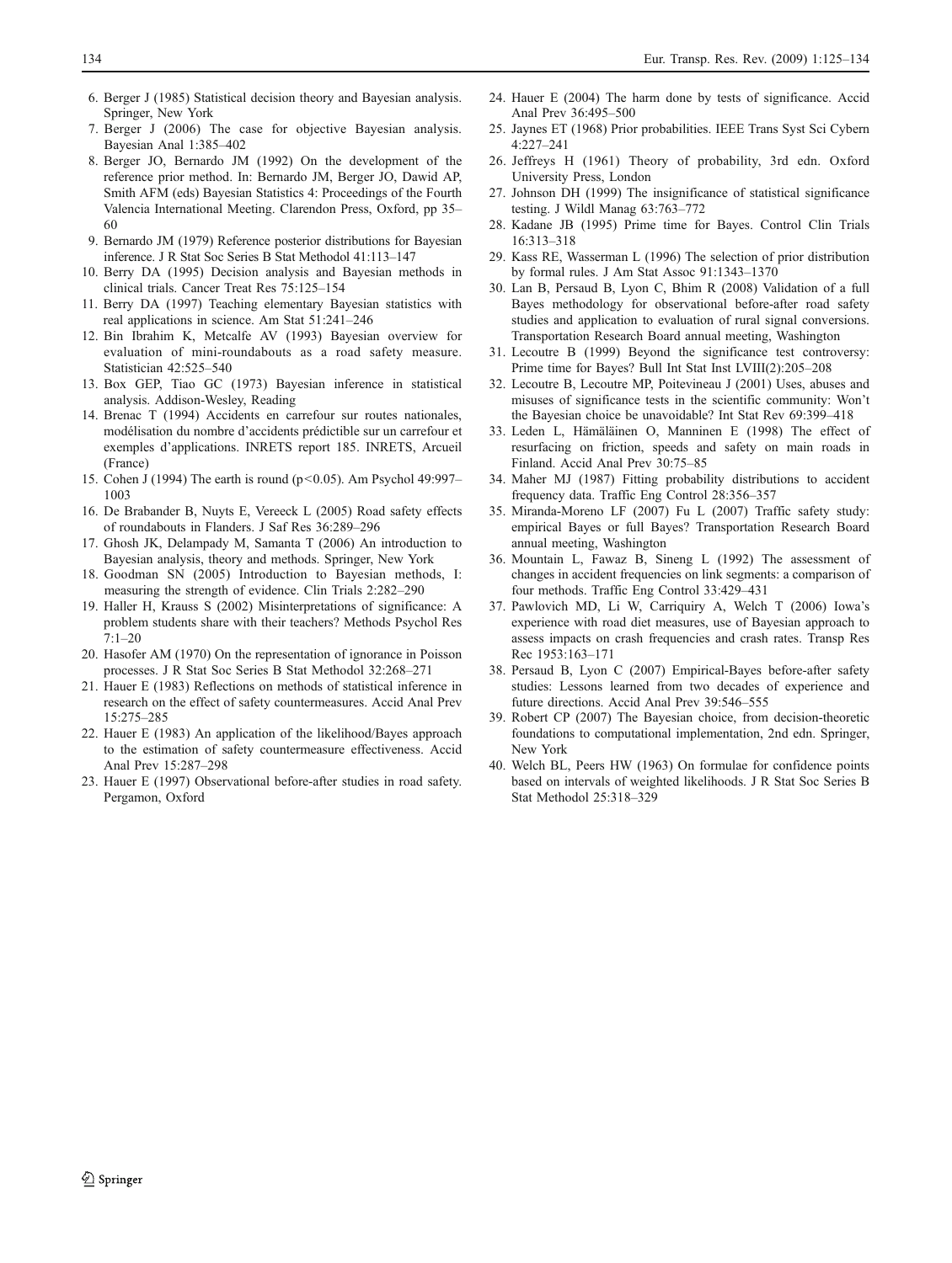6. Berger J (1985) Statistical decision theory and Bayesian analysis. Springer, New York
7. Berger J (2006) The case for objective Bayesian analysis. Bayesian Anal 1:385–402
8. Berger JO, Bernardo JM (1992) On the development of the reference prior method. In: Bernardo JM, Berger JO, Dawid AP, Smith AFM (eds) Bayesian Statistics 4: Proceedings of the Fourth Valencia International Meeting. Clarendon Press, Oxford, pp 35–60
9. Bernardo JM (1979) Reference posterior distributions for Bayesian inference. J R Stat Soc Series B Stat Methodol 41:113–147
10. Berry DA (1995) Decision analysis and Bayesian methods in clinical trials. Cancer Treat Res 75:125–154
11. Berry DA (1997) Teaching elementary Bayesian statistics with real applications in science. Am Stat 51:241–246
12. Bin Ibrahim K, Metcalfe AV (1993) Bayesian overview for evaluation of mini-roundabouts as a road safety measure. Statistician 42:525–540
13. Box GEP, Tiao GC (1973) Bayesian inference in statistical analysis. Addison-Wesley, Reading
14. Brenac T (1994) Accidents en carrefour sur routes nationales, modélisation du nombre d'accidents prédictible sur un carrefour et exemples d'applications. INRETS report 185. INRETS, Arcueil (France)
15. Cohen J (1994) The earth is round ($p<0.05$). Am Psychol 49:997–1003
16. De Brabander B, Nuyts E, Vereeck L (2005) Road safety effects of roundabouts in Flanders. J Saf Res 36:289–296
17. Ghosh JK, Delampady M, Samanta T (2006) An introduction to Bayesian analysis, theory and methods. Springer, New York
18. Goodman SN (2005) Introduction to Bayesian methods, I: measuring the strength of evidence. Clin Trials 2:282–290
19. Haller H, Krauss S (2002) Misinterpretations of significance: A problem students share with their teachers? Methods Psychol Res 7:1–20
20. Hasofer AM (1970) On the representation of ignorance in Poisson processes. J R Stat Soc Series B Stat Methodol 32:268–271
21. Hauer E (1983) Reflections on methods of statistical inference in research on the effect of safety countermeasures. Accid Anal Prev 15:275–285
22. Hauer E (1983) An application of the likelihood/Bayes approach to the estimation of safety countermeasure effectiveness. Accid Anal Prev 15:287–298
23. Hauer E (1997) Observational before-after studies in road safety. Pergamon, Oxford
24. Hauer E (2004) The harm done by tests of significance. Accid Anal Prev 36:495–500
25. Jaynes ET (1968) Prior probabilities. IEEE Trans Syst Sci Cybern 4:227–241
26. Jeffreys H (1961) Theory of probability, 3rd edn. Oxford University Press, London
27. Johnson DH (1999) The insignificance of statistical significance testing. J Wildl Manag 63:763–772
28. Kadane JB (1995) Prime time for Bayes. Control Clin Trials 16:313–318
29. Kass RE, Wasserman L (1996) The selection of prior distribution by formal rules. J Am Stat Assoc 91:1343–1370
30. Lan B, Persaud B, Lyon C, Bhim R (2008) Validation of a full Bayes methodology for observational before-after road safety studies and application to evaluation of rural signal conversions. Transportation Research Board annual meeting, Washington
31. Lecoutre B (1999) Beyond the significance test controversy: Prime time for Bayes? Bull Int Stat Inst LVIII(2):205–208
32. Lecoutre B, Lecoutre MP, Poitevineau J (2001) Uses, abuses and misuses of significance tests in the scientific community: Won't the Bayesian choice be unavoidable? Int Stat Rev 69:399–418
33. Leden L, Hämäläinen O, Manninen E (1998) The effect of resurfacing on friction, speeds and safety on main roads in Finland. Accid Anal Prev 30:75–85
34. Maher MJ (1987) Fitting probability distributions to accident frequency data. Traffic Eng Control 28:356–357
35. Miranda-Moreno LF (2007) Fu L (2007) Traffic safety study: empirical Bayes or full Bayes? Transportation Research Board annual meeting, Washington
36. Mountain L, Fawaz B, Sineng L (1992) The assessment of changes in accident frequencies on link segments: a comparison of four methods. Traffic Eng Control 33:429–431
37. Pawlovich MD, Li W, Carriquiry A, Welch T (2006) Iowa's experience with road diet measures, use of Bayesian approach to assess impacts on crash frequencies and crash rates. Transp Res Rec 1953:163–171
38. Persaud B, Lyon C (2007) Empirical-Bayes before-after safety studies: Lessons learned from two decades of experience and future directions. Accid Anal Prev 39:546–555
39. Robert CP (2007) The Bayesian choice, from decision-theoretic foundations to computational implementation, 2nd edn. Springer, New York
40. Welch BL, Peers HW (1963) On formulae for confidence points based on intervals of weighted likelihoods. J R Stat Soc Series B Stat Methodol 25:318–329